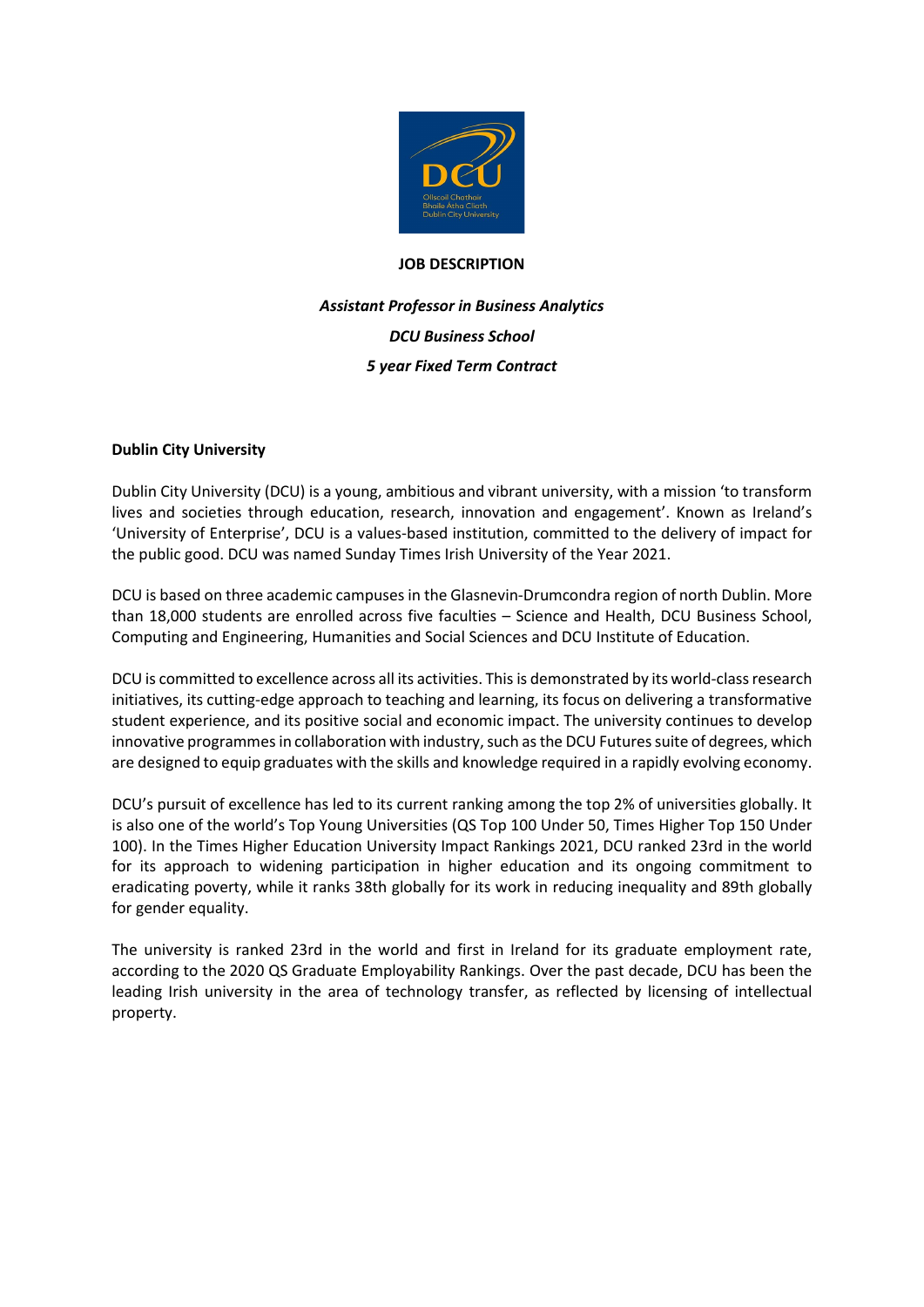**JOB DESCRIPTION**

***Assistant Professor in Business Analytics***

***DCU Business School***

***5 year Fixed Term Contract***

**Dublin City University**

Dublin City University (DCU) is a young, ambitious and vibrant university, with a mission 'to transform lives and societies through education, research, innovation and engagement'. Known as Ireland's 'University of Enterprise', DCU is a values-based institution, committed to the delivery of impact for the public good. DCU was named Sunday Times Irish University of the Year 2021.

DCU is based on three academic campuses in the Glasnevin-Drumcondra region of north Dublin. More than 18,000 students are enrolled across five faculties – Science and Health, DCU Business School, Computing and Engineering, Humanities and Social Sciences and DCU Institute of Education.

DCU is committed to excellence across all its activities. This is demonstrated by its world-class research initiatives, its cutting-edge approach to teaching and learning, its focus on delivering a transformative student experience, and its positive social and economic impact. The university continues to develop innovative programmes in collaboration with industry, such as the DCU Futures suite of degrees, which are designed to equip graduates with the skills and knowledge required in a rapidly evolving economy.

DCU's pursuit of excellence has led to its current ranking among the top 2% of universities globally. It is also one of the world's Top Young Universities (QS Top 100 Under 50, Times Higher Top 150 Under 100). In the Times Higher Education University Impact Rankings 2021, DCU ranked 23rd in the world for its approach to widening participation in higher education and its ongoing commitment to eradicating poverty, while it ranks 38th globally for its work in reducing inequality and 89th globally for gender equality.

The university is ranked 23rd in the world and first in Ireland for its graduate employment rate, according to the 2020 QS Graduate Employability Rankings. Over the past decade, DCU has been the leading Irish university in the area of technology transfer, as reflected by licensing of intellectual property.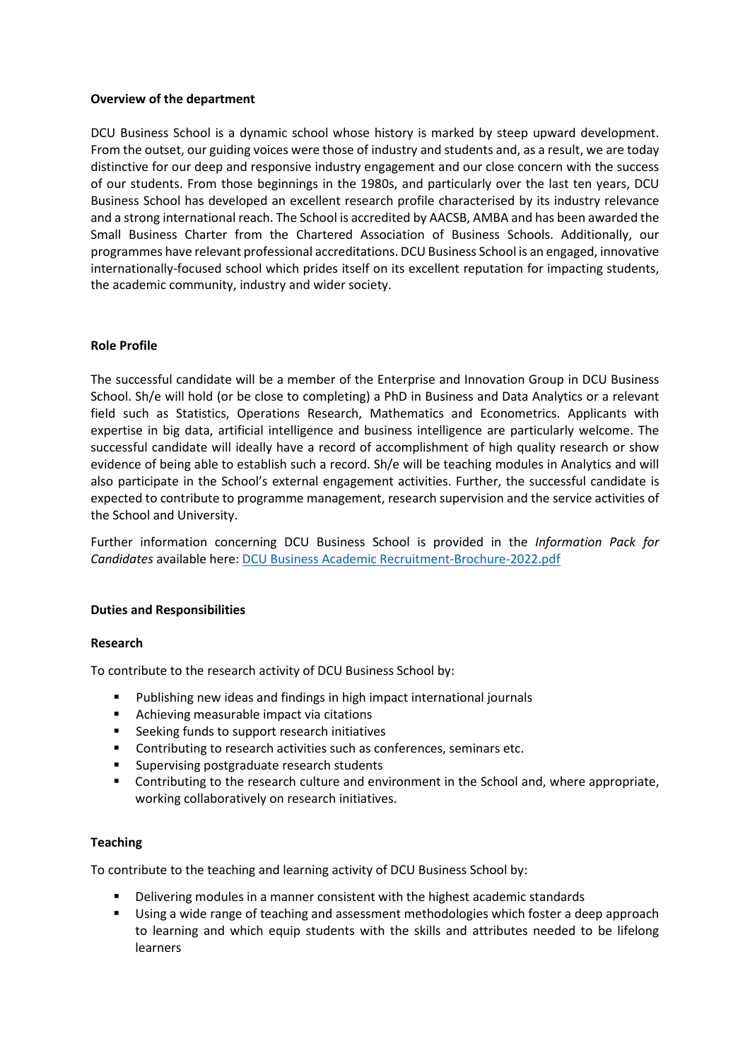**Overview of the department**

DCU Business School is a dynamic school whose history is marked by steep upward development. From the outset, our guiding voices were those of industry and students and, as a result, we are today distinctive for our deep and responsive industry engagement and our close concern with the success of our students. From those beginnings in the 1980s, and particularly over the last ten years, DCU Business School has developed an excellent research profile characterised by its industry relevance and a strong international reach. The School is accredited by AACSB, AMBA and has been awarded the Small Business Charter from the Chartered Association of Business Schools. Additionally, our programmes have relevant professional accreditations. DCU Business School is an engaged, innovative internationally-focused school which prides itself on its excellent reputation for impacting students, the academic community, industry and wider society.

**Role Profile**

The successful candidate will be a member of the Enterprise and Innovation Group in DCU Business School. Sh/e will hold (or be close to completing) a PhD in Business and Data Analytics or a relevant field such as Statistics, Operations Research, Mathematics and Econometrics. Applicants with expertise in big data, artificial intelligence and business intelligence are particularly welcome. The successful candidate will ideally have a record of accomplishment of high quality research or show evidence of being able to establish such a record. Sh/e will be teaching modules in Analytics and will also participate in the School's external engagement activities. Further, the successful candidate is expected to contribute to programme management, research supervision and the service activities of the School and University.

Further information concerning DCU Business School is provided in the *Information Pack for Candidates* available here: [DCU Business Academic Recruitment-Brochure-2022.pdf]

**Duties and Responsibilities**

**Research**

To contribute to the research activity of DCU Business School by:

- Publishing new ideas and findings in high impact international journals
- Achieving measurable impact via citations
- Seeking funds to support research initiatives
- Contributing to research activities such as conferences, seminars etc.
- Supervising postgraduate research students
- Contributing to the research culture and environment in the School and, where appropriate, working collaboratively on research initiatives.

**Teaching**

To contribute to the teaching and learning activity of DCU Business School by:

- Delivering modules in a manner consistent with the highest academic standards
- Using a wide range of teaching and assessment methodologies which foster a deep approach to learning and which equip students with the skills and attributes needed to be lifelong learners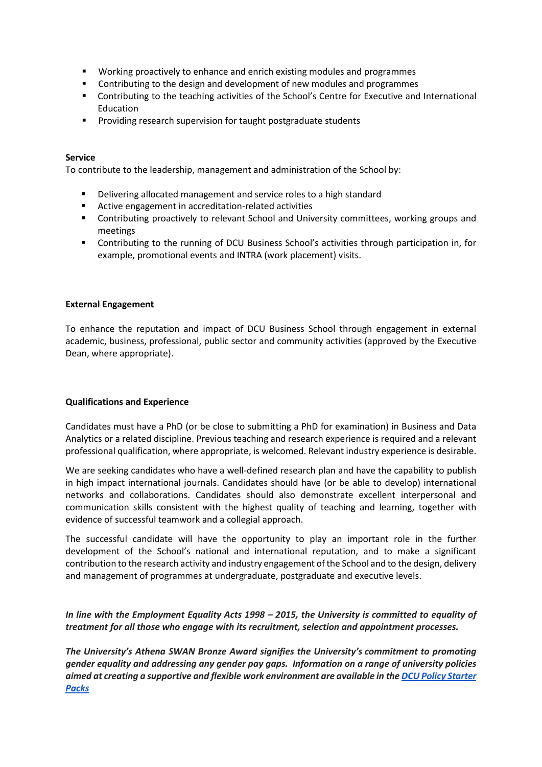- Working proactively to enhance and enrich existing modules and programmes
- Contributing to the design and development of new modules and programmes
- Contributing to the teaching activities of the School's Centre for Executive and International Education
- Providing research supervision for taught postgraduate students

**Service**

To contribute to the leadership, management and administration of the School by:

- Delivering allocated management and service roles to a high standard
- Active engagement in accreditation-related activities
- Contributing proactively to relevant School and University committees, working groups and meetings
- Contributing to the running of DCU Business School's activities through participation in, for example, promotional events and INTRA (work placement) visits.

**External Engagement**

To enhance the reputation and impact of DCU Business School through engagement in external academic, business, professional, public sector and community activities (approved by the Executive Dean, where appropriate).

**Qualifications and Experience**

Candidates must have a PhD (or be close to submitting a PhD for examination) in Business and Data Analytics or a related discipline. Previous teaching and research experience is required and a relevant professional qualification, where appropriate, is welcomed. Relevant industry experience is desirable.

We are seeking candidates who have a well-defined research plan and have the capability to publish in high impact international journals. Candidates should have (or be able to develop) international networks and collaborations. Candidates should also demonstrate excellent interpersonal and communication skills consistent with the highest quality of teaching and learning, together with evidence of successful teamwork and a collegial approach.

The successful candidate will have the opportunity to play an important role in the further development of the School's national and international reputation, and to make a significant contribution to the research activity and industry engagement of the School and to the design, delivery and management of programmes at undergraduate, postgraduate and executive levels.

***In line with the Employment Equality Acts 1998 – 2015, the University is committed to equality of treatment for all those who engage with its recruitment, selection and appointment processes.***

***The University's Athena SWAN Bronze Award signifies the University's commitment to promoting gender equality and addressing any gender pay gaps. Information on a range of university policies aimed at creating a supportive and flexible work environment are available in the DCU Policy Starter Packs***